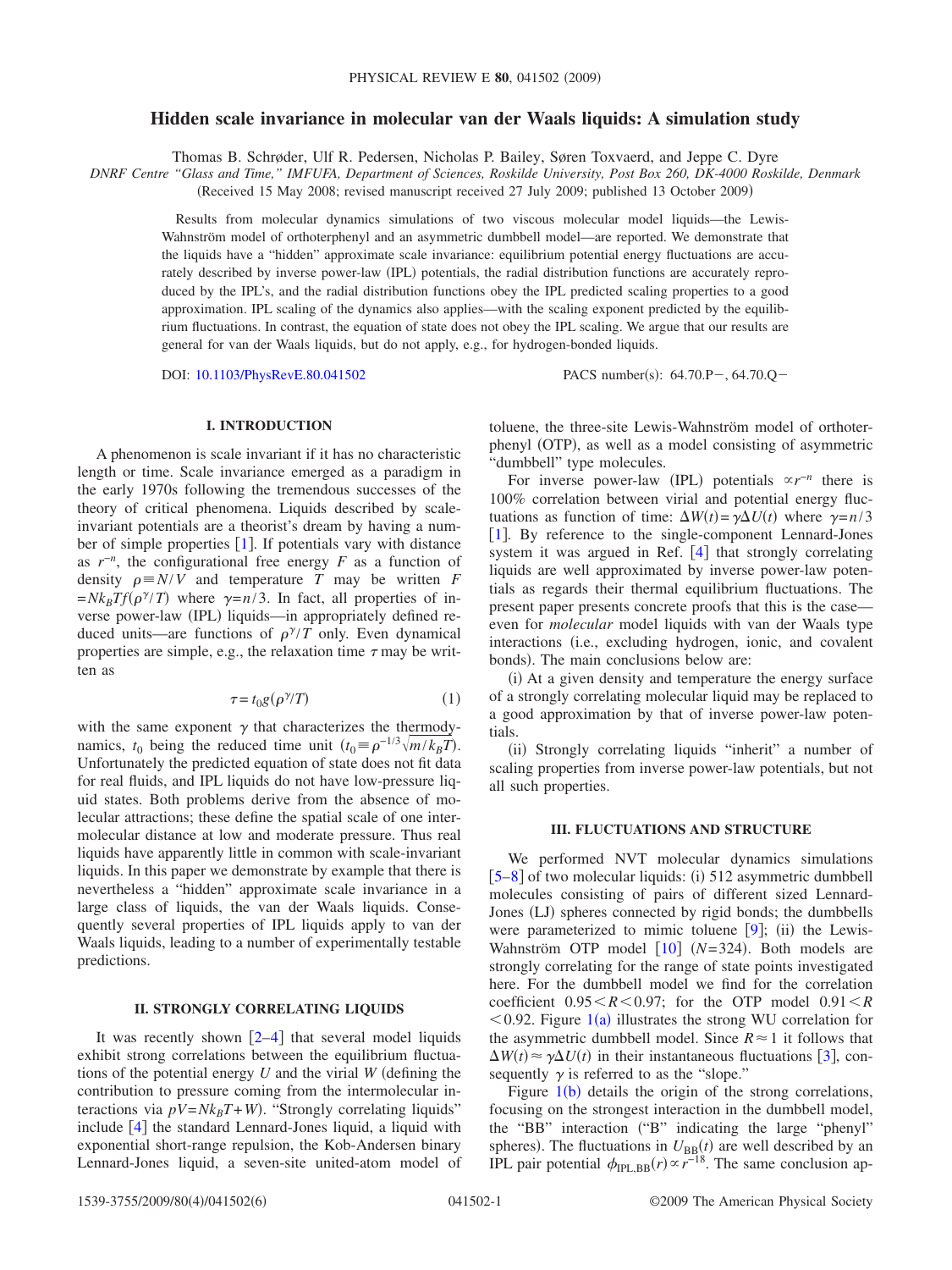# Hidden scale invariance in molecular van der Waals liquids: A simulation study

Thomas B. Schrøder, Ulf R. Pedersen, Nicholas P. Bailey, Søren Toxvaerd, and Jeppe C. Dyre

*DNRF Centre "Glass and Time," IMFUFA, Department of Sciences, Roskilde University, Postbox 260, DK-4000 Roskilde, Denmark*

(Received 15 May 2008; revised manuscript received 27 July 2009; published 13 October 2009)

Results from molecular dynamics simulations of two viscous molecular model liquids—the Lewis-Wahnström model of orthoterphenyl and an asymmetric dumbbell model—are reported. We demonstrate that the liquids have a "hidden" approximate scale invariance: equilibrium potential energy fluctuations are accurately described by inverse power-law (IPL) potentials, the radial distribution functions are accurately reproduced by the IPL's, and the radial distribution functions obey the IPL predicted scaling properties to a good approximation. IPL scaling of the dynamics also applies—with the scaling exponent predicted by the equilibrium fluctuations. In contrast, the equation of state does not obey the IPL scaling. We argue that our results are general for van der Waals liquids, but do not apply, e.g., for hydrogen-bonded liquids.

DOI: 10.1103/PhysRevE.80.041502    PACS number(s): 64.70.P−, 64.70.Q−

## I. INTRODUCTION

A phenomenon is scale invariant if it has no characteristic length or time. Scale invariance emerged as a paradigm in the early 1970s following the tremendous successes of the theory of critical phenomena. Liquids described by scale-invariant potentials are a theorist's dream by having a number of simple properties [1]. If potentials vary with distance as $r^{-n}$, the configurational free energy $F$ as a function of density $\rho \equiv N/V$ and temperature $T$ may be written $F = Nk_BTf(\rho^{\gamma}/T)$ where $\gamma = n/3$. In fact, all properties of inverse power-law (IPL) liquids—in appropriately defined reduced units—are functions of $\rho^{\gamma}/T$ only. Even dynamical properties are simple, e.g., the relaxation time $\tau$ may be written as

$$\tau = t_0 g(\rho^{\gamma}/T) \tag{1}$$

with the same exponent $\gamma$ that characterizes the thermodynamics, $t_0$ being the reduced time unit ($t_0 \equiv \rho^{-1/3}\sqrt{m/k_BT}$). Unfortunately the predicted equation of state does not fit data for real fluids, and IPL liquids do not have low-pressure liquid states. Both problems derive from the absence of molecular attractions; these define the spatial scale of one intermolecular distance at low and moderate pressure. Thus real liquids have apparently little in common with scale-invariant liquids. In this paper we demonstrate by example that there is nevertheless a "hidden" approximate scale invariance in a large class of liquids, the van der Waals liquids. Consequently several properties of IPL liquids apply to van der Waals liquids, leading to a number of experimentally testable predictions.

## II. STRONGLY CORRELATING LIQUIDS

It was recently shown [2–4] that several model liquids exhibit strong correlations between the equilibrium fluctuations of the potential energy $U$ and the virial $W$ (defining the contribution to pressure coming from the intermolecular interactions via $pV = Nk_BT + W$). "Strongly correlating liquids" include [4] the standard Lennard-Jones liquid, a liquid with exponential short-range repulsion, the Kob-Andersen binary Lennard-Jones liquid, a seven-site united-atom model of toluene, the three-site Lewis-Wahnström model of orthoterphenyl (OTP), as well as a model consisting of asymmetric "dumbbell" type molecules.

For inverse power-law (IPL) potentials $\propto r^{-n}$ there is 100% correlation between virial and potential energy fluctuations as function of time: $\Delta W(t) = \gamma \Delta U(t)$ where $\gamma = n/3$ [1]. By reference to the single-component Lennard-Jones system it was argued in Ref. [4] that strongly correlating liquids are well approximated by inverse power-law potentials as regards their thermal equilibrium fluctuations. The present paper presents concrete proofs that this is the case—even for *molecular* model liquids with van der Waals type interactions (i.e., excluding hydrogen, ionic, and covalent bonds). The main conclusions below are:

(i) At a given density and temperature the energy surface of a strongly correlating molecular liquid may be replaced to a good approximation by that of inverse power-law potentials.

(ii) Strongly correlating liquids "inherit" a number of scaling properties from inverse power-law potentials, but not all such properties.

## III. FLUCTUATIONS AND STRUCTURE

We performed NVT molecular dynamics simulations [5–8] of two molecular liquids: (i) 512 asymmetric dumbbell molecules consisting of pairs of different sized Lennard-Jones (LJ) spheres connected by rigid bonds; the dumbbells were parameterized to mimic toluene [9]; (ii) the Lewis-Wahnström OTP model [10] ($N=324$). Both models are strongly correlating for the range of state points investigated here. For the dumbbell model we find for the correlation coefficient $0.95 < R < 0.97$; for the OTP model $0.91 < R < 0.92$. Figure 1(a) illustrates the strong WU correlation for the asymmetric dumbbell model. Since $R \approx 1$ it follows that $\Delta W(t) \approx \gamma \Delta U(t)$ in their instantaneous fluctuations [3], consequently $\gamma$ is referred to as the "slope."

Figure 1(b) details the origin of the strong correlations, focusing on the strongest interaction in the dumbbell model, the "BB" interaction ("B" indicating the large "phenyl" spheres). The fluctuations in $U_{BB}(t)$ are well described by an IPL pair potential $\phi_{IPL,BB}(r) \propto r^{-18}$. The same conclusion ap-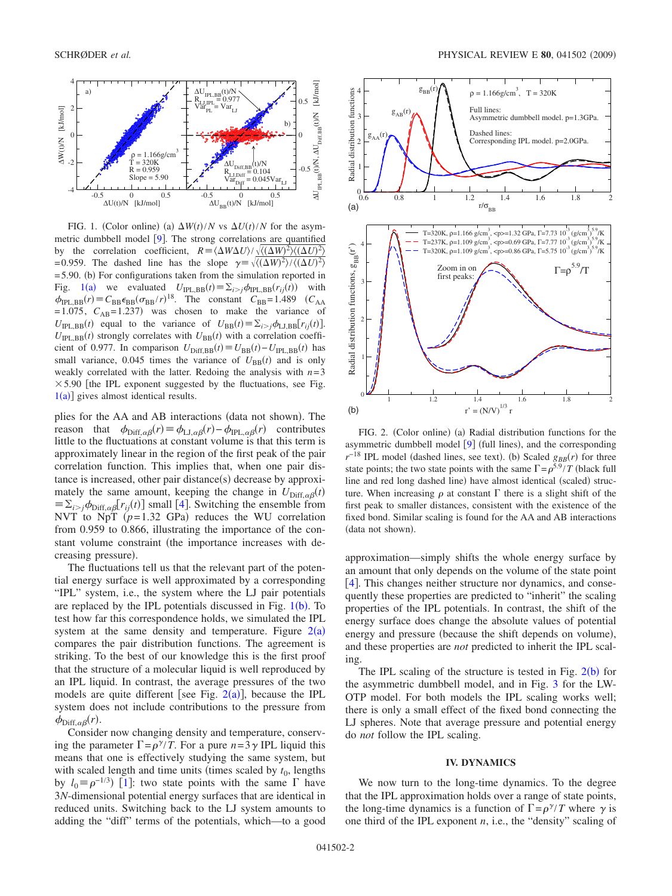FIG. 1. (Color online) (a) $\Delta W(t)/N$ vs $\Delta U(t)/N$ for the asymmetric dumbbell model [9]. The strong correlations are quantified by the correlation coefficient, $R \equiv \langle \Delta W \Delta U \rangle / \sqrt{\langle (\Delta W)^2 \rangle \langle (\Delta U)^2 \rangle} = 0.959$. The dashed line has the slope $\gamma \equiv \sqrt{\langle (\Delta W)^2 \rangle / \langle (\Delta U)^2 \rangle} = 5.90$. (b) For configurations taken from the simulation reported in Fig. 1(a) we evaluated $U_{\mathrm{IPL,BB}}(t) = \Sigma_{i>j} \phi_{\mathrm{IPL,BB}}(r_{ij}(t))$ with $\phi_{\mathrm{IPL,BB}}(r) \equiv C_{\mathrm{BB}} \epsilon_{\mathrm{BB}} (\sigma_{\mathrm{BB}}/r)^{18}$. The constant $C_{\mathrm{BB}} = 1.489$ ($C_{\mathrm{AA}} = 1.075$, $C_{\mathrm{AB}} = 1.237$) was chosen to make the variance of $U_{\mathrm{IPL,BB}}(t)$ equal to the variance of $U_{\mathrm{BB}}(t) \equiv \Sigma_{i>j} \phi_{\mathrm{LJ,BB}}[r_{ij}(t)]$. $U_{\mathrm{IPL,BB}}(t)$ strongly correlates with $U_{\mathrm{BB}}(t)$ with a correlation coefficient of 0.977. In comparison $U_{\mathrm{Diff,BB}}(t) \equiv U_{\mathrm{BB}}(t) - U_{\mathrm{IPL,BB}}(t)$ has small variance, 0.045 times the variance of $U_{\mathrm{BB}}(t)$ and is only weakly correlated with the latter. Redoing the analysis with $n = 3 \times 5.90$ [the IPL exponent suggested by the fluctuations, see Fig. 1(a)] gives almost identical results.

plies for the AA and AB interactions (data not shown). The reason that $\phi_{\mathrm{Diff},\alpha\beta}(r) \equiv \phi_{\mathrm{LJ},\alpha\beta}(r) - \phi_{\mathrm{IPL},\alpha\beta}(r)$ contributes little to the fluctuations at constant volume is that this term is approximately linear in the region of the first peak of the pair correlation function. This implies that, when one pair distance is increased, other pair distance(s) decrease by approximately the same amount, keeping the change in $U_{\mathrm{Diff},\alpha\beta}(t) \equiv \Sigma_{i>j} \phi_{\mathrm{Diff},\alpha\beta}[r_{ij}(t)]$ small [4]. Switching the ensemble from NVT to NpT ($p = 1.32$ GPa) reduces the WU correlation from 0.959 to 0.866, illustrating the importance of the constant volume constraint (the importance increases with decreasing pressure).

The fluctuations tell us that the relevant part of the potential energy surface is well approximated by a corresponding "IPL" system, i.e., the system where the LJ pair potentials are replaced by the IPL potentials discussed in Fig. 1(b). To test how far this correspondence holds, we simulated the IPL system at the same density and temperature. Figure 2(a) compares the pair distribution functions. The agreement is striking. To the best of our knowledge this is the first proof that the structure of a molecular liquid is well reproduced by an IPL liquid. In contrast, the average pressures of the two models are quite different [see Fig. 2(a)], because the IPL system does not include contributions to the pressure from $\phi_{\mathrm{Diff},\alpha\beta}(r)$.

Consider now changing density and temperature, conserving the parameter $\Gamma = \rho^{\gamma}/T$. For a pure $n = 3\gamma$ IPL liquid this means that one is effectively studying the same system, but with scaled length and time units (times scaled by $t_0$, lengths by $l_0 \equiv \rho^{-1/3}$) [1]: two state points with the same $\Gamma$ have $3N$-dimensional potential energy surfaces that are identical in reduced units. Switching back to the LJ system amounts to adding the "diff" terms of the potentials, which—to a good approximation—simply shifts the whole energy surface by an amount that only depends on the volume of the state point [4]. This changes neither structure nor dynamics, and consequently these properties are predicted to "inherit" the scaling properties of the IPL potentials. In contrast, the shift of the energy surface does change the absolute values of potential energy and pressure (because the shift depends on volume), and these properties are *not* predicted to inherit the IPL scaling.

FIG. 2. (Color online) (a) Radial distribution functions for the asymmetric dumbbell model [9] (full lines), and the corresponding $r^{-18}$ IPL model (dashed lines, see text). (b) Scaled $g_{BB}(r)$ for three state points; the two state points with the same $\Gamma = \rho^{5.9}/T$ (black full line and red long dashed line) have almost identical (scaled) structure. When increasing $\rho$ at constant $\Gamma$ there is a slight shift of the first peak to smaller distances, consistent with the existence of the fixed bond. Similar scaling is found for the AA and AB interactions (data not shown).

The IPL scaling of the structure is tested in Fig. 2(b) for the asymmetric dumbbell model, and in Fig. 3 for the LW-OTP model. For both models the IPL scaling works well; there is only a small effect of the fixed bond connecting the LJ spheres. Note that average pressure and potential energy do *not* follow the IPL scaling.

## IV. DYNAMICS

We now turn to the long-time dynamics. To the degree that the IPL approximation holds over a range of state points, the long-time dynamics is a function of $\Gamma = \rho^{\gamma}/T$ where $\gamma$ is one third of the IPL exponent $n$, i.e., the "density" scaling of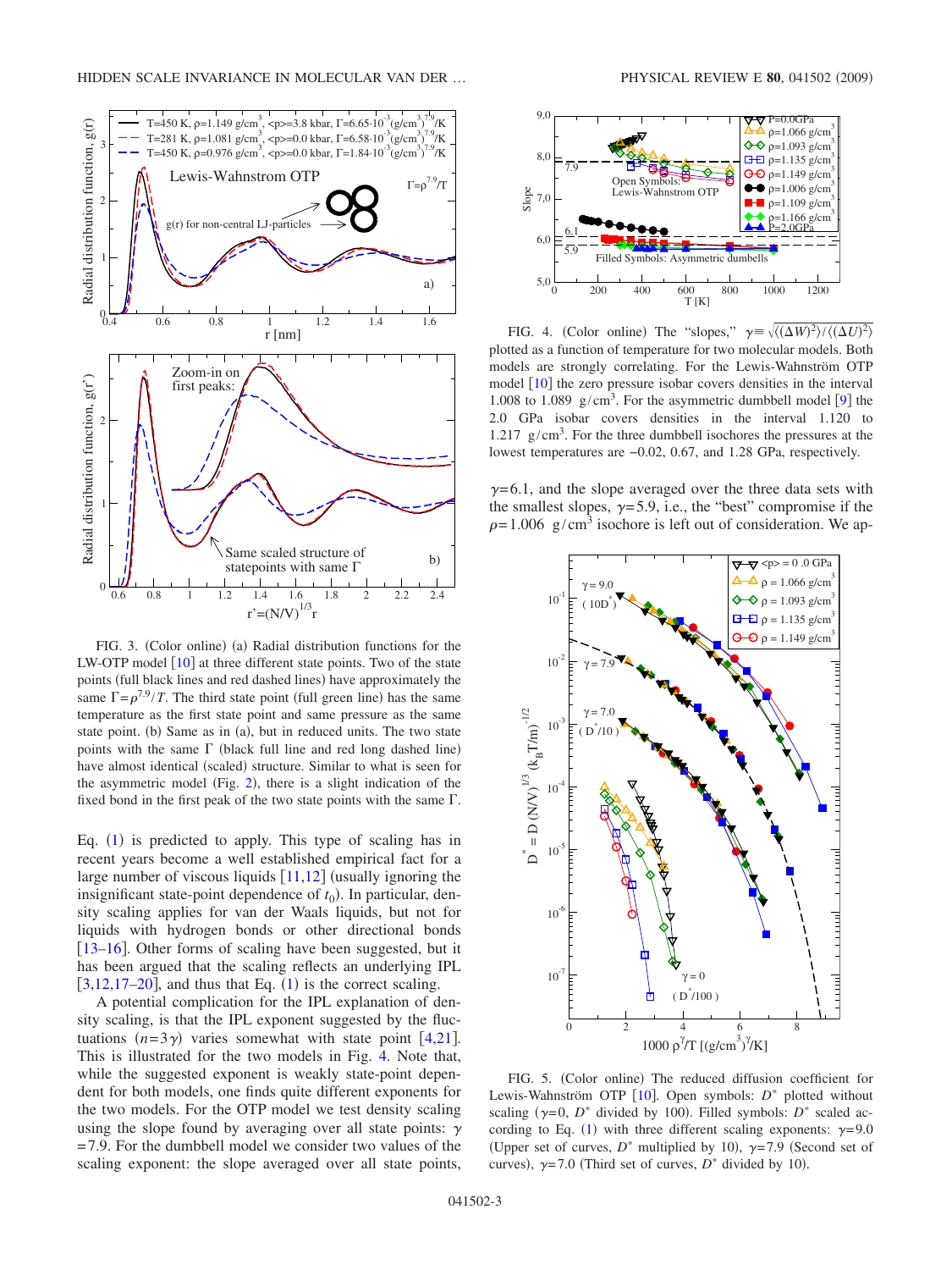FIG. 3. (Color online) (a) Radial distribution functions for the LW-OTP model [10] at three different state points. Two of the state points (full black lines and red dashed lines) have approximately the same $\Gamma=\rho^{7.9}/T$. The third state point (full green line) has the same temperature as the first state point and same pressure as the second state point. (b) Same as in (a), but in reduced units. The two state points with the same $\Gamma$ (black full line and red long dashed line) have almost identical (scaled) structure. Similar to what is seen for the asymmetric model (Fig. 2), there is a slight indication of the fixed bond in the first peak of the two state points with the same $\Gamma$.

Eq. (1) is predicted to apply. This type of scaling has in recent years become a well established empirical fact for a large number of viscous liquids [11,12] (usually ignoring the insignificant state-point dependence of $t_0$). In particular, density scaling applies for van der Waals liquids, but not for liquids with hydrogen bonds or other directional bonds [13–16]. Other forms of scaling have been suggested, but it has been argued that the scaling reflects an underlying IPL [3,12,17–20], and thus that Eq. (1) is the correct scaling.

A potential complication for the IPL explanation of density scaling, is that the IPL exponent suggested by the fluctuations $(n=3\gamma)$ varies somewhat with state point [4,21]. This is illustrated for the two models in Fig. 4. Note that, while the suggested exponent is weakly state-point dependent for both models, one finds quite different exponents for the two models. For the OTP model we test density scaling using the slope found by averaging over all state points: $\gamma=7.9$. For the dumbbell model we consider two values of the scaling exponent: the slope averaged over all state points, $\gamma=6.1$, and the slope averaged over the three data sets with the smallest slopes, $\gamma=5.9$, i.e., the "best" compromise if the $\rho=1.006$ g/cm$^3$ isochore is left out of consideration. We ap-

FIG. 4. (Color online) The "slopes," $\gamma\equiv\sqrt{\langle(\Delta W)^2\rangle/\langle(\Delta U)^2\rangle}$ plotted as a function of temperature for two molecular models. Both models are strongly correlating. For the Lewis-Wahnström OTP model [10] the zero pressure isobar covers densities in the interval 1.008 to 1.089 g/cm$^3$. For the asymmetric dumbbell model [9] the 2.0 GPa isobar covers densities in the interval 1.120 to 1.217 g/cm$^3$. For the three dumbbell isochores the pressures at the lowest temperatures are −0.02, 0.67, and 1.28 GPa, respectively.

FIG. 5. (Color online) The reduced diffusion coefficient for Lewis-Wahnström OTP [10]. Open symbols: $D^*$ plotted without scaling ($\gamma=0$, $D^*$ divided by 100). Filled symbols: $D^*$ scaled according to Eq. (1) with three different scaling exponents: $\gamma=9.0$ (Upper set of curves, $D^*$ multiplied by 10), $\gamma=7.9$ (Second set of curves), $\gamma=7.0$ (Third set of curves, $D^*$ divided by 10).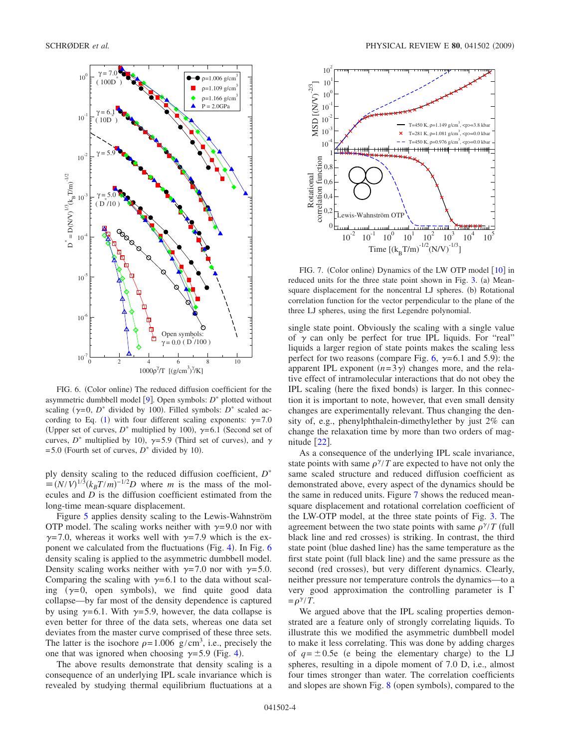FIG. 6. (Color online) The reduced diffusion coefficient for the asymmetric dumbbell model [9]. Open symbols: $D^*$ plotted without scaling ($\gamma=0$, $D^*$ divided by 100). Filled symbols: $D^*$ scaled according to Eq. (1) with four different scaling exponents: $\gamma=7.0$ (Upper set of curves, $D^*$ multiplied by 100), $\gamma=6.1$ (Second set of curves, $D^*$ multiplied by 10), $\gamma=5.9$ (Third set of curves), and $\gamma=5.0$ (Fourth set of curves, $D^*$ divided by 10).

ply density scaling to the reduced diffusion coefficient, $D^* \equiv (N/V)^{1/3}(k_BT/m)^{-1/2}D$ where $m$ is the mass of the molecules and $D$ is the diffusion coefficient estimated from the long-time mean-square displacement.

Figure 5 applies density scaling to the Lewis-Wahnström OTP model. The scaling works neither with $\gamma=9.0$ nor with $\gamma=7.0$, whereas it works well with $\gamma=7.9$ which is the exponent we calculated from the fluctuations (Fig. 4). In Fig. 6 density scaling is applied to the asymmetric dumbbell model. Density scaling works neither with $\gamma=7.0$ nor with $\gamma=5.0$. Comparing the scaling with $\gamma=6.1$ to the data without scaling ($\gamma=0$, open symbols), we find quite good data collapse—by far most of the density dependence is captured by using $\gamma=6.1$. With $\gamma=5.9$, however, the data collapse is even better for three of the data sets, whereas one data set deviates from the master curve comprised of these three sets. The latter is the isochore $\rho=1.006$ g/cm$^3$, i.e., precisely the one that was ignored when choosing $\gamma=5.9$ (Fig. 4).

The above results demonstrate that density scaling is a consequence of an underlying IPL scale invariance which is revealed by studying thermal equilibrium fluctuations at a single state point. Obviously the scaling with a single value of $\gamma$ can only be perfect for true IPL liquids. For "real" liquids a larger region of state points makes the scaling less perfect for two reasons (compare Fig. 6, $\gamma$=6.1 and 5.9): the apparent IPL exponent ($n=3\gamma$) changes more, and the relative effect of intramolecular interactions that do not obey the IPL scaling (here the fixed bonds) is larger. In this connection it is important to note, however, that even small density changes are experimentally relevant. Thus changing the density of, e.g., phenylphthalein-dimethylether by just 2% can change the relaxation time by more than two orders of magnitude [22].

FIG. 7. (Color online) Dynamics of the LW OTP model [10] in reduced units for the three state point shown in Fig. 3. (a) Mean-square displacement for the noncentral LJ spheres. (b) Rotational correlation function for the vector perpendicular to the plane of the three LJ spheres, using the first Legendre polynomial.

As a consequence of the underlying IPL scale invariance, state points with same $\rho^\gamma/T$ are expected to have not only the same scaled structure and reduced diffusion coefficient as demonstrated above, every aspect of the dynamics should be the same in reduced units. Figure 7 shows the reduced mean-square displacement and rotational correlation coefficient of the LW-OTP model, at the three state points of Fig. 3. The agreement between the two state points with same $\rho^\gamma/T$ (full black line and red crosses) is striking. In contrast, the third state point (blue dashed line) has the same temperature as the first state point (full black line) and the same pressure as the second (red crosses), but very different dynamics. Clearly, neither pressure nor temperature controls the dynamics—to a very good approximation the controlling parameter is $\Gamma = \rho^\gamma/T$.

We argued above that the IPL scaling properties demonstrated are a feature only of strongly correlating liquids. To illustrate this we modified the asymmetric dumbbell model to make it less correlating. This was done by adding charges of $q=\pm 0.5$e (e being the elementary charge) to the LJ spheres, resulting in a dipole moment of 7.0 D, i.e., almost four times stronger than water. The correlation coefficients and slopes are shown Fig. 8 (open symbols), compared to the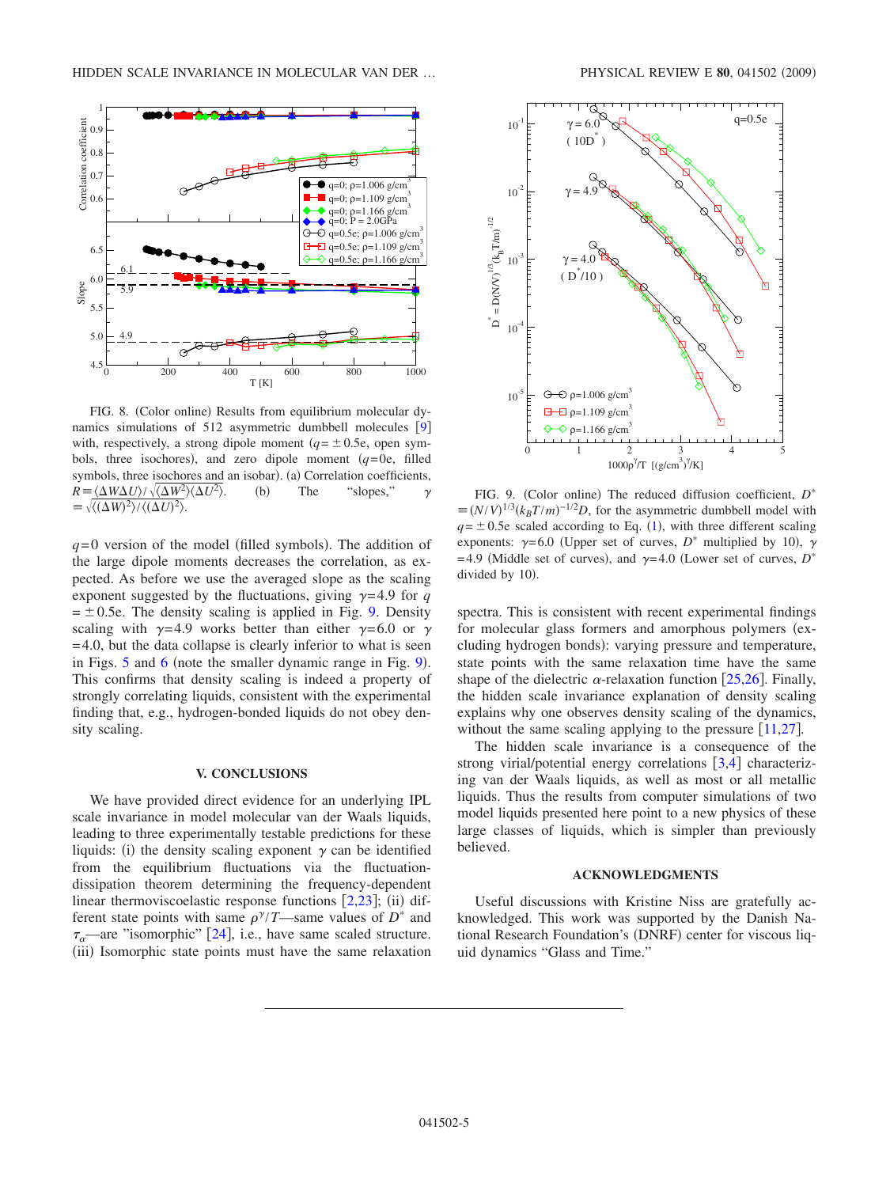FIG. 8. (Color online) Results from equilibrium molecular dynamics simulations of 512 asymmetric dumbbell molecules [9] with, respectively, a strong dipole moment ($q=\pm 0.5e$, open symbols, three isochores), and zero dipole moment ($q=0e$, filled symbols, three isochores and an isobar). (a) Correlation coefficients, $R \equiv \langle \Delta W \Delta U \rangle / \sqrt{\langle \Delta W^2 \rangle \langle \Delta U^2 \rangle}$. (b) The "slopes," $\gamma \equiv \sqrt{\langle (\Delta W)^2 \rangle / \langle (\Delta U)^2 \rangle}$.

$q=0$ version of the model (filled symbols). The addition of the large dipole moments decreases the correlation, as expected. As before we use the averaged slope as the scaling exponent suggested by the fluctuations, giving $\gamma=4.9$ for $q=\pm 0.5e$. The density scaling is applied in Fig. 9. Density scaling with $\gamma=4.9$ works better than either $\gamma=6.0$ or $\gamma=4.0$, but the data collapse is clearly inferior to what is seen in Figs. 5 and 6 (note the smaller dynamic range in Fig. 9). This confirms that density scaling is indeed a property of strongly correlating liquids, consistent with the experimental finding that, e.g., hydrogen-bonded liquids do not obey density scaling.

## V. CONCLUSIONS

We have provided direct evidence for an underlying IPL scale invariance in model molecular van der Waals liquids, leading to three experimentally testable predictions for these liquids: (i) the density scaling exponent $\gamma$ can be identified from the equilibrium fluctuations via the fluctuation-dissipation theorem determining the frequency-dependent linear thermoviscoelastic response functions [2,23]; (ii) different state points with same $\rho^{\gamma}/T$—same values of $D^*$ and $\tau_{\alpha}$—are "isomorphic" [24], i.e., have same scaled structure. (iii) Isomorphic state points must have the same relaxation spectra. This is consistent with recent experimental findings for molecular glass formers and amorphous polymers (excluding hydrogen bonds): varying pressure and temperature, state points with the same relaxation time have the same shape of the dielectric $\alpha$-relaxation function [25,26]. Finally, the hidden scale invariance explanation of density scaling explains why one observes density scaling of the dynamics, without the same scaling applying to the pressure [11,27].

The hidden scale invariance is a consequence of the strong virial/potential energy correlations [3,4] characterizing van der Waals liquids, as well as most or all metallic liquids. Thus the results from computer simulations of two model liquids presented here point to a new physics of these large classes of liquids, which is simpler than previously believed.

FIG. 9. (Color online) The reduced diffusion coefficient, $D^* \equiv (N/V)^{1/3}(k_B T/m)^{-1/2} D$, for the asymmetric dumbbell model with $q=\pm 0.5e$ scaled according to Eq. (1), with three different scaling exponents: $\gamma=6.0$ (Upper set of curves, $D^*$ multiplied by 10), $\gamma=4.9$ (Middle set of curves), and $\gamma=4.0$ (Lower set of curves, $D^*$ divided by 10).

## ACKNOWLEDGMENTS

Useful discussions with Kristine Niss are gratefully acknowledged. This work was supported by the Danish National Research Foundation's (DNRF) center for viscous liquid dynamics "Glass and Time."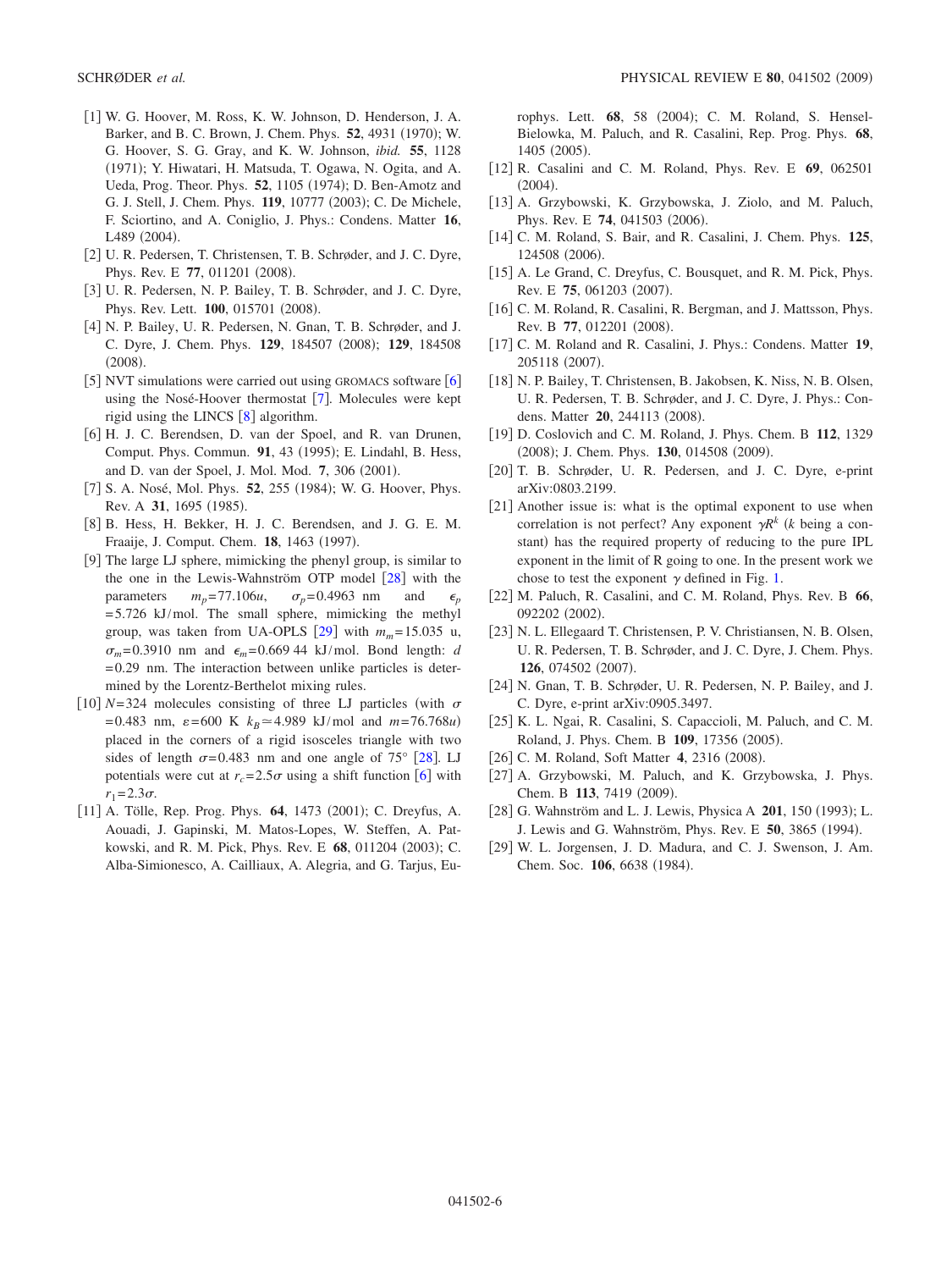[1] W. G. Hoover, M. Ross, K. W. Johnson, D. Henderson, J. A. Barker, and B. C. Brown, J. Chem. Phys. **52**, 4931 (1970); W. G. Hoover, S. G. Gray, and K. W. Johnson, *ibid.* **55**, 1128 (1971); Y. Hiwatari, H. Matsuda, T. Ogawa, N. Ogita, and A. Ueda, Prog. Theor. Phys. **52**, 1105 (1974); D. Ben-Amotz and G. J. Stell, J. Chem. Phys. **119**, 10777 (2003); C. De Michele, F. Sciortino, and A. Coniglio, J. Phys.: Condens. Matter **16**, L489 (2004).

[2] U. R. Pedersen, T. Christensen, T. B. Schrøder, and J. C. Dyre, Phys. Rev. E **77**, 011201 (2008).

[3] U. R. Pedersen, N. P. Bailey, T. B. Schrøder, and J. C. Dyre, Phys. Rev. Lett. **100**, 015701 (2008).

[4] N. P. Bailey, U. R. Pedersen, N. Gnan, T. B. Schrøder, and J. C. Dyre, J. Chem. Phys. **129**, 184507 (2008); **129**, 184508 (2008).

[5] NVT simulations were carried out using GROMACS software [6] using the Nosé-Hoover thermostat [7]. Molecules were kept rigid using the LINCS [8] algorithm.

[6] H. J. C. Berendsen, D. van der Spoel, and R. van Drunen, Comput. Phys. Commun. **91**, 43 (1995); E. Lindahl, B. Hess, and D. van der Spoel, J. Mol. Mod. **7**, 306 (2001).

[7] S. A. Nosé, Mol. Phys. **52**, 255 (1984); W. G. Hoover, Phys. Rev. A **31**, 1695 (1985).

[8] B. Hess, H. Bekker, H. J. C. Berendsen, and J. G. E. M. Fraaije, J. Comput. Chem. **18**, 1463 (1997).

[9] The large LJ sphere, mimicking the phenyl group, is similar to the one in the Lewis-Wahnström OTP model [28] with the parameters $m_p=77.106u$, $\sigma_p=0.4963$ nm and $\epsilon_p=5.726$ kJ/mol. The small sphere, mimicking the methyl group, was taken from UA-OPLS [29] with $m_m=15.035$ u, $\sigma_m=0.3910$ nm and $\epsilon_m=0.669\,44$ kJ/mol. Bond length: $d=0.29$ nm. The interaction between unlike particles is determined by the Lorentz-Berthelot mixing rules.

[10] $N=324$ molecules consisting of three LJ particles (with $\sigma=0.483$ nm, $\varepsilon=600$ K $k_B\simeq 4.989$ kJ/mol and $m=76.768u$) placed in the corners of a rigid isosceles triangle with two sides of length $\sigma=0.483$ nm and one angle of 75° [28]. LJ potentials were cut at $r_c=2.5\sigma$ using a shift function [6] with $r_1=2.3\sigma$.

[11] A. Tölle, Rep. Prog. Phys. **64**, 1473 (2001); C. Dreyfus, A. Aouadi, J. Gapinski, M. Matos-Lopes, W. Steffen, A. Patkowski, and R. M. Pick, Phys. Rev. E **68**, 011204 (2003); C. Alba-Simionesco, A. Cailliaux, A. Alegria, and G. Tarjus, Europhys. Lett. **68**, 58 (2004); C. M. Roland, S. Hensel-Bielowka, M. Paluch, and R. Casalini, Rep. Prog. Phys. **68**, 1405 (2005).

[12] R. Casalini and C. M. Roland, Phys. Rev. E **69**, 062501 (2004).

[13] A. Grzybowski, K. Grzybowska, J. Ziolo, and M. Paluch, Phys. Rev. E **74**, 041503 (2006).

[14] C. M. Roland, S. Bair, and R. Casalini, J. Chem. Phys. **125**, 124508 (2006).

[15] A. Le Grand, C. Dreyfus, C. Bousquet, and R. M. Pick, Phys. Rev. E **75**, 061203 (2007).

[16] C. M. Roland, R. Casalini, R. Bergman, and J. Mattsson, Phys. Rev. B **77**, 012201 (2008).

[17] C. M. Roland and R. Casalini, J. Phys.: Condens. Matter **19**, 205118 (2007).

[18] N. P. Bailey, T. Christensen, B. Jakobsen, K. Niss, N. B. Olsen, U. R. Pedersen, T. B. Schrøder, and J. C. Dyre, J. Phys.: Condens. Matter **20**, 244113 (2008).

[19] D. Coslovich and C. M. Roland, J. Phys. Chem. B **112**, 1329 (2008); J. Chem. Phys. **130**, 014508 (2009).

[20] T. B. Schrøder, U. R. Pedersen, and J. C. Dyre, e-print arXiv:0803.2199.

[21] Another issue is: what is the optimal exponent to use when correlation is not perfect? Any exponent $\gamma R^k$ ($k$ being a constant) has the required property of reducing to the pure IPL exponent in the limit of R going to one. In the present work we chose to test the exponent $\gamma$ defined in Fig. 1.

[22] M. Paluch, R. Casalini, and C. M. Roland, Phys. Rev. B **66**, 092202 (2002).

[23] N. L. Ellegaard T. Christensen, P. V. Christiansen, N. B. Olsen, U. R. Pedersen, T. B. Schrøder, and J. C. Dyre, J. Chem. Phys. **126**, 074502 (2007).

[24] N. Gnan, T. B. Schrøder, U. R. Pedersen, N. P. Bailey, and J. C. Dyre, e-print arXiv:0905.3497.

[25] K. L. Ngai, R. Casalini, S. Capaccioli, M. Paluch, and C. M. Roland, J. Phys. Chem. B **109**, 17356 (2005).

[26] C. M. Roland, Soft Matter **4**, 2316 (2008).

[27] A. Grzybowski, M. Paluch, and K. Grzybowska, J. Phys. Chem. B **113**, 7419 (2009).

[28] G. Wahnström and L. J. Lewis, Physica A **201**, 150 (1993); L. J. Lewis and G. Wahnström, Phys. Rev. E **50**, 3865 (1994).

[29] W. L. Jorgensen, J. D. Madura, and C. J. Swenson, J. Am. Chem. Soc. **106**, 6638 (1984).